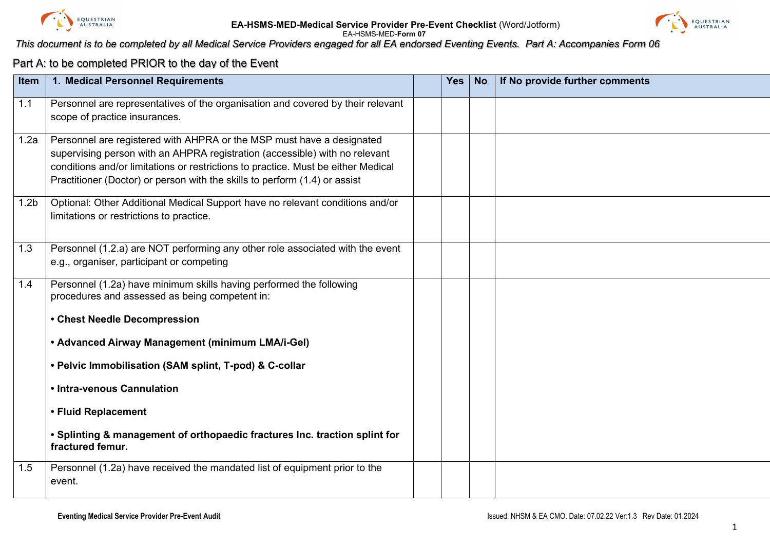**EA-HSMS-MED-Medical Service Provider Pre-Event Checklist** (Word/Jotform)
EA-HSMS-MED-**Form 07**

*This document is to be completed by all Medical Service Providers engaged for all EA endorsed Eventing Events. Part A: Accompanies Form 06*

## Part A: to be completed PRIOR to the day of the Event

| Item | 1. Medical Personnel Requirements | | Yes | No | If No provide further comments |
|---|---|---|---|---|---|
| 1.1 | Personnel are representatives of the organisation and covered by their relevant scope of practice insurances. | | | | |
| 1.2a | Personnel are registered with AHPRA or the MSP must have a designated supervising person with an AHPRA registration (accessible) with no relevant conditions and/or limitations or restrictions to practice. Must be either Medical Practitioner (Doctor) or person with the skills to perform (1.4) or assist | | | | |
| 1.2b | Optional: Other Additional Medical Support have no relevant conditions and/or limitations or restrictions to practice. | | | | |
| 1.3 | Personnel (1.2.a) are NOT performing any other role associated with the event e.g., organiser, participant or competing | | | | |
| 1.4 | Personnel (1.2a) have minimum skills having performed the following procedures and assessed as being competent in:<br><br>**• Chest Needle Decompression**<br><br>**• Advanced Airway Management (minimum LMA/i-Gel)**<br><br>**• Pelvic Immobilisation (SAM splint, T-pod) & C-collar**<br><br>**• Intra-venous Cannulation**<br><br>**• Fluid Replacement**<br><br>**• Splinting & management of orthopaedic fractures Inc. traction splint for fractured femur.** | | | | |
| 1.5 | Personnel (1.2a) have received the mandated list of equipment prior to the event. | | | | |

**Eventing Medical Service Provider Pre-Event Audit** — Issued: NHSM & EA CMO. Date: 07.02.22 Ver:1.3 Rev Date: 01.2024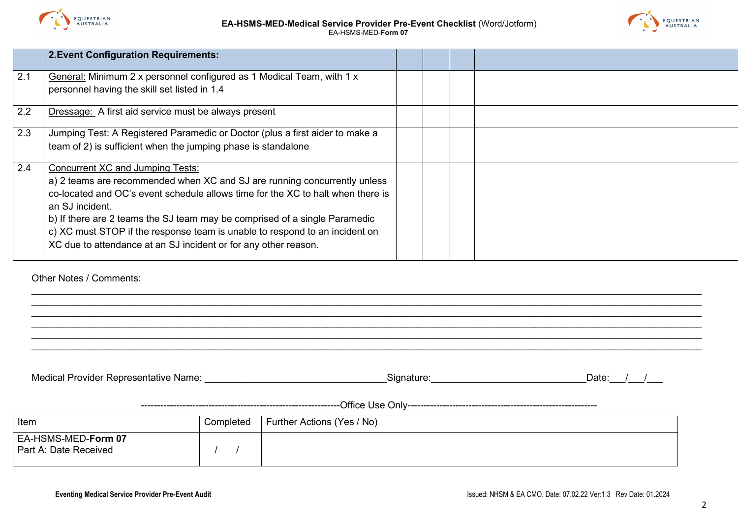| | 2.Event Configuration Requirements: | | | | |
|---|---|---|---|---|---|
| 2.1 | General: Minimum 2 x personnel configured as 1 Medical Team, with 1 x personnel having the skill set listed in 1.4 | | | | |
| 2.2 | Dressage: A first aid service must be always present | | | | |
| 2.3 | Jumping Test: A Registered Paramedic or Doctor (plus a first aider to make a team of 2) is sufficient when the jumping phase is standalone | | | | |
| 2.4 | Concurrent XC and Jumping Tests:<br>a) 2 teams are recommended when XC and SJ are running concurrently unless co-located and OC's event schedule allows time for the XC to halt when there is an SJ incident.<br>b) If there are 2 teams the SJ team may be comprised of a single Paramedic<br>c) XC must STOP if the response team is unable to respond to an incident on XC due to attendance at an SJ incident or for any other reason. | | | | |

Other Notes / Comments:

______________________________________________________________________________________________________________
______________________________________________________________________________________________________________
______________________________________________________________________________________________________________
______________________________________________________________________________________________________________
______________________________________________________________________________________________________________
______________________________________________________________________________________________________________

Medical Provider Representative Name: ________________________________ Signature: ____________________________ Date: ___/___/___

--------------------------------------------------------------Office Use Only-----------------------------------------------------------

| Item | Completed | Further Actions (Yes / No) |
|---|---|---|
| EA-HSMS-MED-**Form 07**<br>Part A: Date Received | / / | |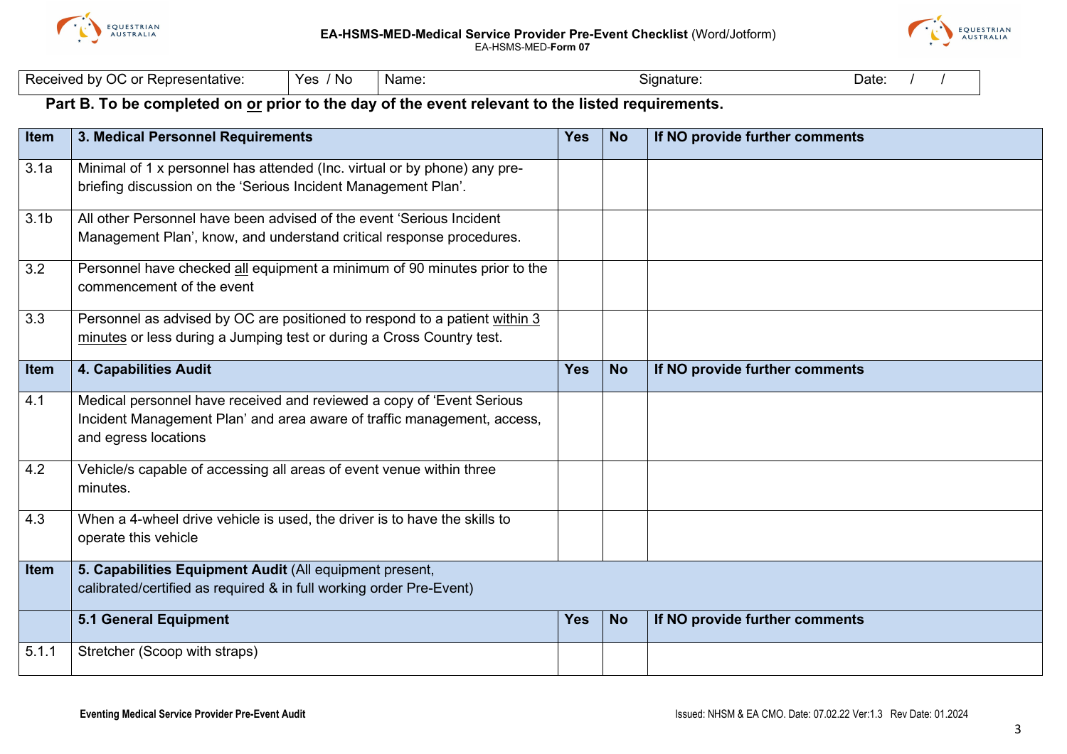| Received by OC or Representative: | Yes / No | Name: | Signature: | Date: / / |
|---|---|---|---|---|

**Part B. To be completed on <u>or</u> prior to the day of the event relevant to the listed requirements.**

| Item | 3. Medical Personnel Requirements | Yes | No | If NO provide further comments |
|---|---|---|---|---|
| 3.1a | Minimal of 1 x personnel has attended (Inc. virtual or by phone) any pre-briefing discussion on the 'Serious Incident Management Plan'. | | | |
| 3.1b | All other Personnel have been advised of the event 'Serious Incident Management Plan', know, and understand critical response procedures. | | | |
| 3.2 | Personnel have checked <u>all</u> equipment a minimum of 90 minutes prior to the commencement of the event | | | |
| 3.3 | Personnel as advised by OC are positioned to respond to a patient <u>within 3 minutes</u> or less during a Jumping test or during a Cross Country test. | | | |
| **Item** | **4. Capabilities Audit** | **Yes** | **No** | **If NO provide further comments** |
| 4.1 | Medical personnel have received and reviewed a copy of 'Event Serious Incident Management Plan' and area aware of traffic management, access, and egress locations | | | |
| 4.2 | Vehicle/s capable of accessing all areas of event venue within three minutes. | | | |
| 4.3 | When a 4-wheel drive vehicle is used, the driver is to have the skills to operate this vehicle | | | |
| **Item** | **5. Capabilities Equipment Audit** (All equipment present, calibrated/certified as required & in full working order Pre-Event) | | | |
| | **5.1 General Equipment** | **Yes** | **No** | **If NO provide further comments** |
| 5.1.1 | Stretcher (Scoop with straps) | | | |

Eventing Medical Service Provider Pre-Event Audit

Issued: NHSM & EA CMO. Date: 07.02.22 Ver:1.3 Rev Date: 01.2024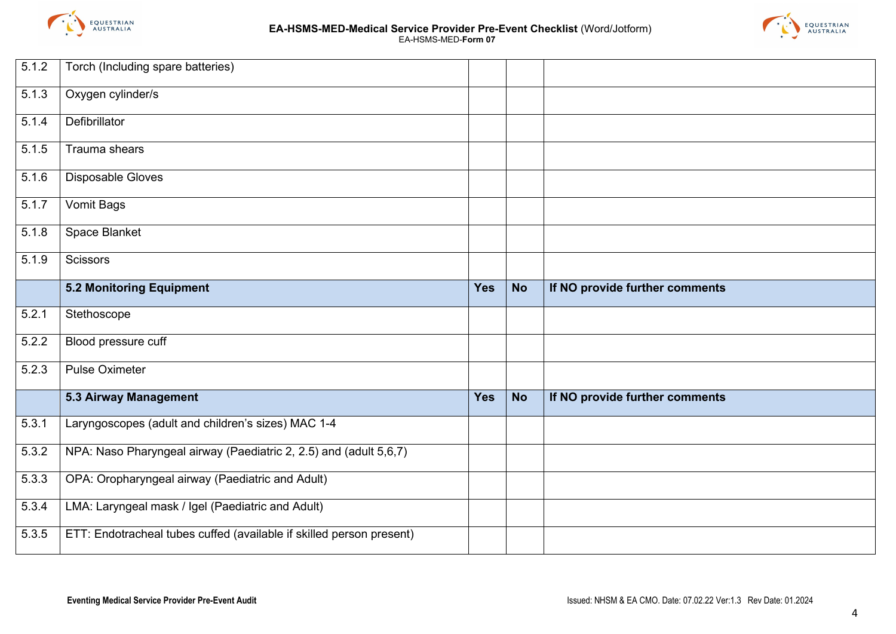| | | | | |
|---|---|---|---|---|
| 5.1.2 | Torch (Including spare batteries) | | | |
| 5.1.3 | Oxygen cylinder/s | | | |
| 5.1.4 | Defibrillator | | | |
| 5.1.5 | Trauma shears | | | |
| 5.1.6 | Disposable Gloves | | | |
| 5.1.7 | Vomit Bags | | | |
| 5.1.8 | Space Blanket | | | |
| 5.1.9 | Scissors | | | |
| | **5.2 Monitoring Equipment** | **Yes** | **No** | **If NO provide further comments** |
| 5.2.1 | Stethoscope | | | |
| 5.2.2 | Blood pressure cuff | | | |
| 5.2.3 | Pulse Oximeter | | | |
| | **5.3 Airway Management** | **Yes** | **No** | **If NO provide further comments** |
| 5.3.1 | Laryngoscopes (adult and children's sizes) MAC 1-4 | | | |
| 5.3.2 | NPA: Naso Pharyngeal airway (Paediatric 2, 2.5) and (adult 5,6,7) | | | |
| 5.3.3 | OPA: Oropharyngeal airway (Paediatric and Adult) | | | |
| 5.3.4 | LMA: Laryngeal mask / Igel (Paediatric and Adult) | | | |
| 5.3.5 | ETT: Endotracheal tubes cuffed (available if skilled person present) | | | |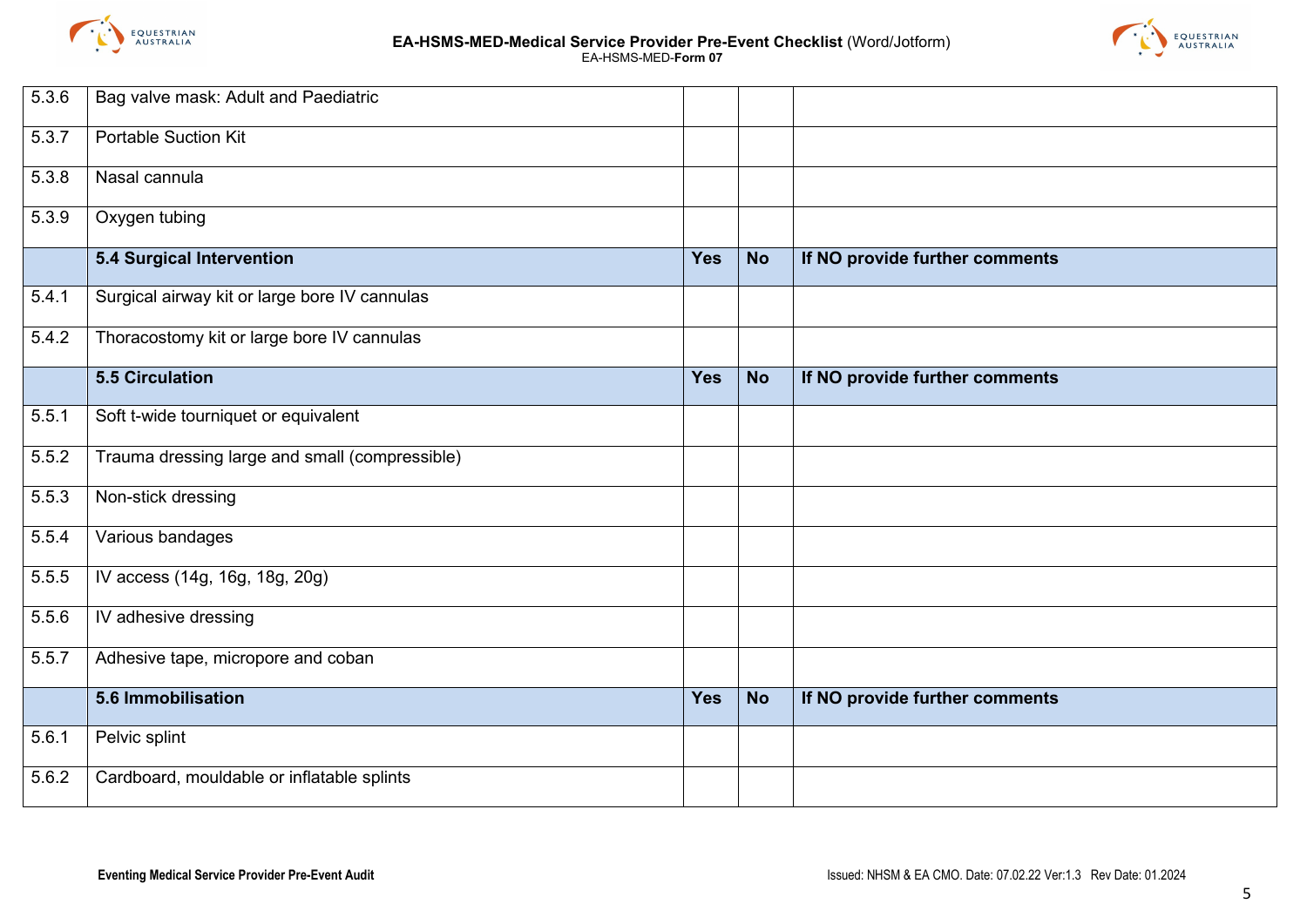| | | | | |
|---|---|---|---|---|
| 5.3.6 | Bag valve mask: Adult and Paediatric | | | |
| 5.3.7 | Portable Suction Kit | | | |
| 5.3.8 | Nasal cannula | | | |
| 5.3.9 | Oxygen tubing | | | |
| | **5.4 Surgical Intervention** | **Yes** | **No** | **If NO provide further comments** |
| 5.4.1 | Surgical airway kit or large bore IV cannulas | | | |
| 5.4.2 | Thoracostomy kit or large bore IV cannulas | | | |
| | **5.5 Circulation** | **Yes** | **No** | **If NO provide further comments** |
| 5.5.1 | Soft t-wide tourniquet or equivalent | | | |
| 5.5.2 | Trauma dressing large and small (compressible) | | | |
| 5.5.3 | Non-stick dressing | | | |
| 5.5.4 | Various bandages | | | |
| 5.5.5 | IV access (14g, 16g, 18g, 20g) | | | |
| 5.5.6 | IV adhesive dressing | | | |
| 5.5.7 | Adhesive tape, micropore and coban | | | |
| | **5.6 Immobilisation** | **Yes** | **No** | **If NO provide further comments** |
| 5.6.1 | Pelvic splint | | | |
| 5.6.2 | Cardboard, mouldable or inflatable splints | | | |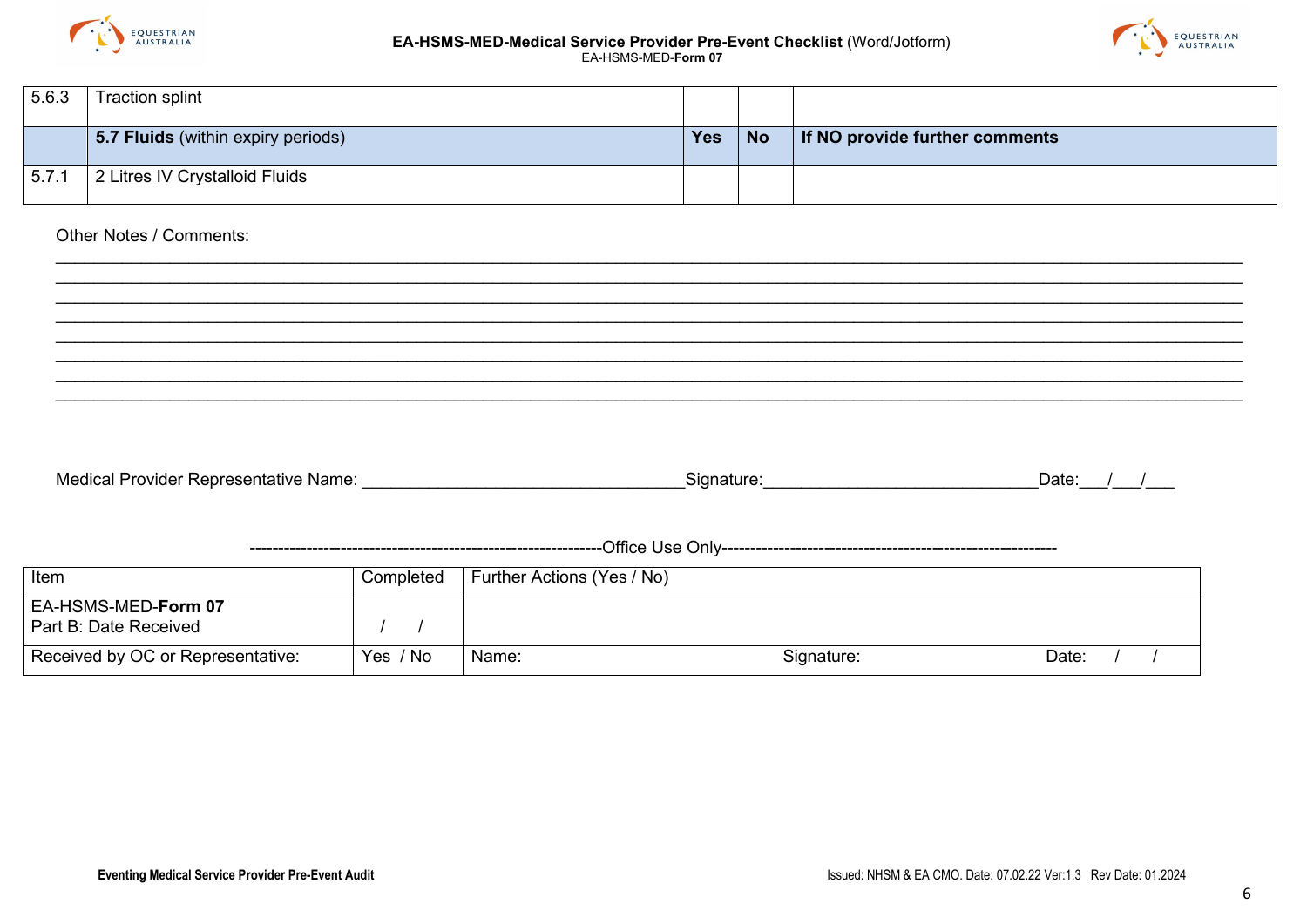| | | | | |
|---|---|---|---|---|
| 5.6.3 | Traction splint | | | |
| | **5.7 Fluids** (within expiry periods) | **Yes** | **No** | **If NO provide further comments** |
| 5.7.1 | 2 Litres IV Crystalloid Fluids | | | |

Other Notes / Comments:

________________________________________________________________________________________________________________________

________________________________________________________________________________________________________________________

________________________________________________________________________________________________________________________

________________________________________________________________________________________________________________________

________________________________________________________________________________________________________________________

________________________________________________________________________________________________________________________

________________________________________________________________________________________________________________________

________________________________________________________________________________________________________________________

Medical Provider Representative Name: _________________________________Signature:_____________________________Date:___/___/___

---------------------------------------------------------------Office Use Only-----------------------------------------------------------

| Item | Completed | Further Actions (Yes / No) | | |
|---|---|---|---|---|
| EA-HSMS-MED-**Form 07**<br>Part B: Date Received | / / | | | |
| Received by OC or Representative: | Yes / No | Name: | Signature: | Date: / / |

Eventing Medical Service Provider Pre-Event Audit

Issued: NHSM & EA CMO. Date: 07.02.22 Ver:1.3 Rev Date: 01.2024